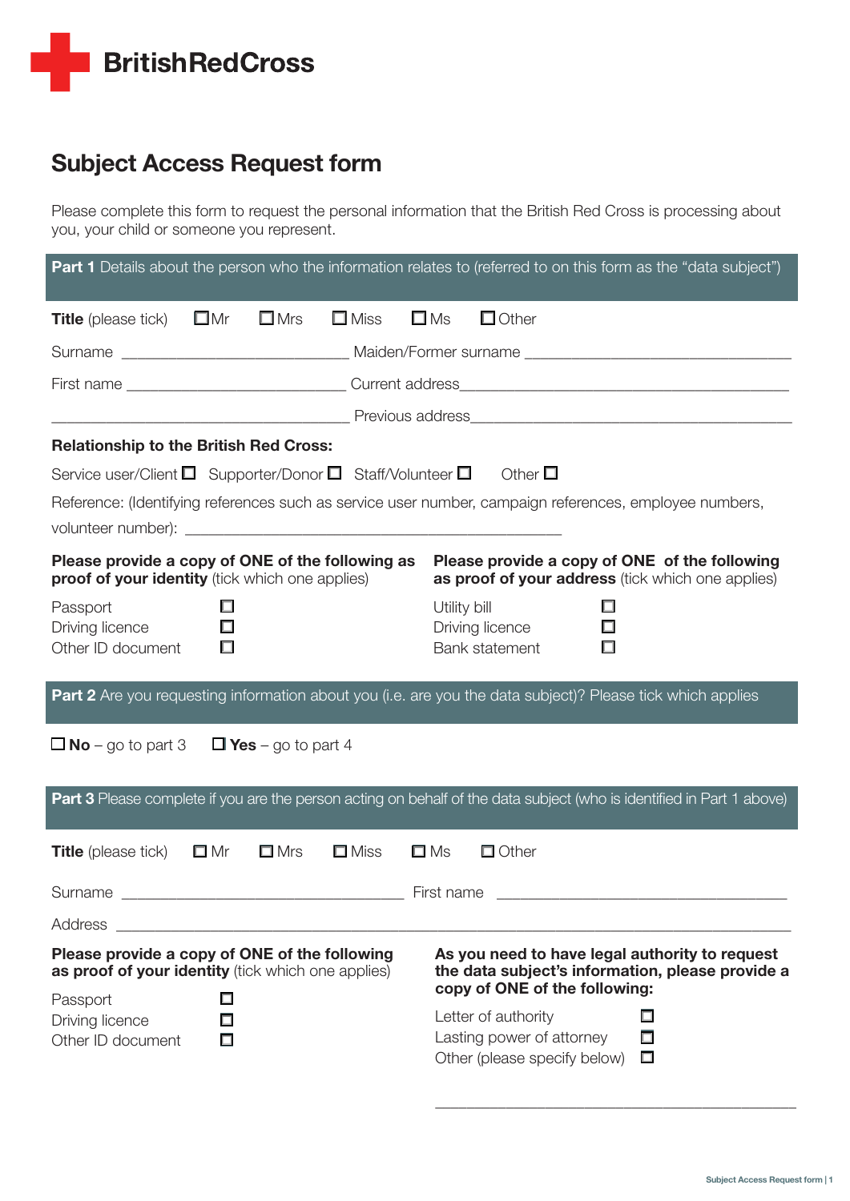British Red Cross

# Subject Access Request form

Please complete this form to request the personal information that the British Red Cross is processing about you, your child or someone you represent.

## Part 1 Details about the person who the information relates to (referred to on this form as the "data subject")

**Title** (please tick) ☐ Mr ☐ Mrs ☐ Miss ☐ Ms ☐ Other

Surname ______________________ Maiden/Former surname ______________________

First name ______________________ Current address ______________________

______________________ Previous address ______________________

**Relationship to the British Red Cross:**

Service user/Client ☐ Supporter/Donor ☐ Staff/Volunteer ☐ Other ☐

Reference: (Identifying references such as service user number, campaign references, employee numbers, volunteer number): ______________________

**Please provide a copy of ONE of the following as proof of your identity** (tick which one applies)

- Passport ☐
- Driving licence ☐
- Other ID document ☐

**Please provide a copy of ONE of the following as proof of your address** (tick which one applies)

- Utility bill ☐
- Driving licence ☐
- Bank statement ☐

## Part 2 Are you requesting information about you (i.e. are you the data subject)? Please tick which applies

☐ **No** – go to part 3 ☐ **Yes** – go to part 4

## Part 3 Please complete if you are the person acting on behalf of the data subject (who is identified in Part 1 above)

**Title** (please tick) ☐ Mr ☐ Mrs ☐ Miss ☐ Ms ☐ Other

Surname ______________________ First name ______________________

Address ______________________

**Please provide a copy of ONE of the following as proof of your identity** (tick which one applies)

- Passport ☐
- Driving licence ☐
- Other ID document ☐

**As you need to have legal authority to request the data subject's information, please provide a copy of ONE of the following:**

- Letter of authority ☐
- Lasting power of attorney ☐
- Other (please specify below) ☐

______________________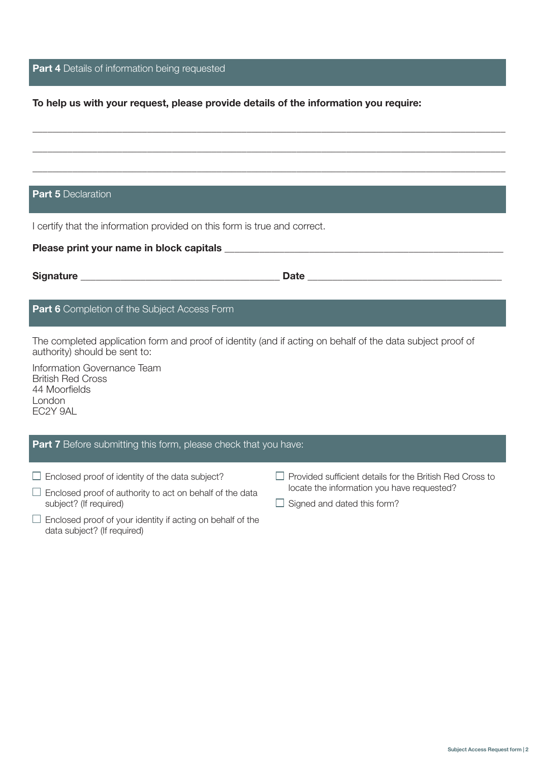## **Part 4** Details of information being requested

**To help us with your request, please provide details of the information you require:**

\_\_\_\_\_\_\_\_\_\_\_\_\_\_\_\_\_\_\_\_\_\_\_\_\_\_\_\_\_\_\_\_\_\_\_\_\_\_\_\_\_\_\_\_\_\_\_\_\_\_\_\_\_\_\_\_\_\_\_\_\_\_\_\_\_\_\_\_\_\_\_\_

\_\_\_\_\_\_\_\_\_\_\_\_\_\_\_\_\_\_\_\_\_\_\_\_\_\_\_\_\_\_\_\_\_\_\_\_\_\_\_\_\_\_\_\_\_\_\_\_\_\_\_\_\_\_\_\_\_\_\_\_\_\_\_\_\_\_\_\_\_\_\_\_

\_\_\_\_\_\_\_\_\_\_\_\_\_\_\_\_\_\_\_\_\_\_\_\_\_\_\_\_\_\_\_\_\_\_\_\_\_\_\_\_\_\_\_\_\_\_\_\_\_\_\_\_\_\_\_\_\_\_\_\_\_\_\_\_\_\_\_\_\_\_\_\_

## **Part 5** Declaration

I certify that the information provided on this form is true and correct.

**Please print your name in block capitals** \_\_\_\_\_\_\_\_\_\_\_\_\_\_\_\_\_\_\_\_\_\_\_\_\_\_\_\_\_\_\_\_\_\_\_\_\_\_\_\_

**Signature** \_\_\_\_\_\_\_\_\_\_\_\_\_\_\_\_\_\_\_\_\_\_\_\_\_\_\_\_\_\_ **Date** \_\_\_\_\_\_\_\_\_\_\_\_\_\_\_\_\_\_\_\_\_\_\_\_\_\_\_\_\_\_

## **Part 6** Completion of the Subject Access Form

The completed application form and proof of identity (and if acting on behalf of the data subject proof of authority) should be sent to:

Information Governance Team
British Red Cross
44 Moorfields
London
EC2Y 9AL

## **Part 7** Before submitting this form, please check that you have:

- ☐ Enclosed proof of identity of the data subject?
- ☐ Enclosed proof of authority to act on behalf of the data subject? (If required)
- ☐ Enclosed proof of your identity if acting on behalf of the data subject? (If required)
- ☐ Provided sufficient details for the British Red Cross to locate the information you have requested?
- ☐ Signed and dated this form?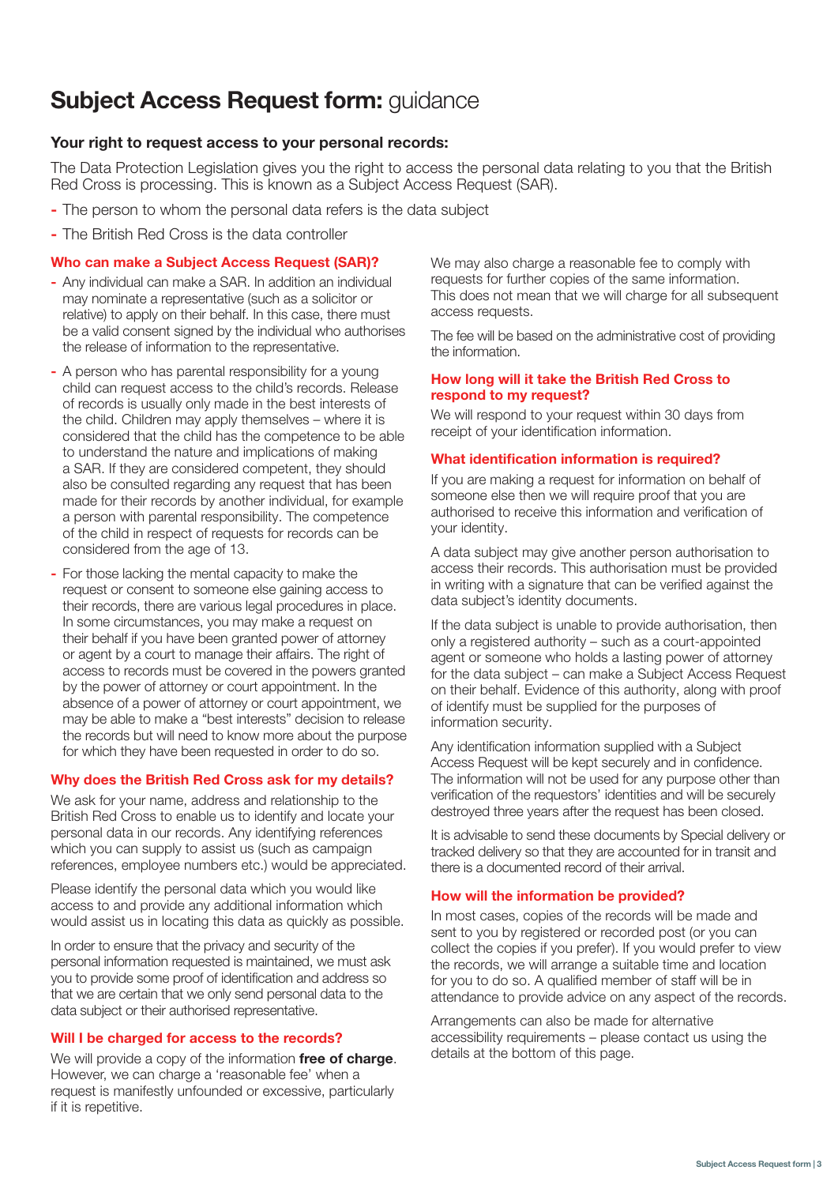# Subject Access Request form: guidance

### Your right to request access to your personal records:

The Data Protection Legislation gives you the right to access the personal data relating to you that the British Red Cross is processing. This is known as a Subject Access Request (SAR).

- The person to whom the personal data refers is the data subject
- The British Red Cross is the data controller

### Who can make a Subject Access Request (SAR)?

- Any individual can make a SAR. In addition an individual may nominate a representative (such as a solicitor or relative) to apply on their behalf. In this case, there must be a valid consent signed by the individual who authorises the release of information to the representative.
- A person who has parental responsibility for a young child can request access to the child's records. Release of records is usually only made in the best interests of the child. Children may apply themselves – where it is considered that the child has the competence to be able to understand the nature and implications of making a SAR. If they are considered competent, they should also be consulted regarding any request that has been made for their records by another individual, for example a person with parental responsibility. The competence of the child in respect of requests for records can be considered from the age of 13.
- For those lacking the mental capacity to make the request or consent to someone else gaining access to their records, there are various legal procedures in place. In some circumstances, you may make a request on their behalf if you have been granted power of attorney or agent by a court to manage their affairs. The right of access to records must be covered in the powers granted by the power of attorney or court appointment. In the absence of a power of attorney or court appointment, we may be able to make a "best interests" decision to release the records but will need to know more about the purpose for which they have been requested in order to do so.

### Why does the British Red Cross ask for my details?

We ask for your name, address and relationship to the British Red Cross to enable us to identify and locate your personal data in our records. Any identifying references which you can supply to assist us (such as campaign references, employee numbers etc.) would be appreciated.

Please identify the personal data which you would like access to and provide any additional information which would assist us in locating this data as quickly as possible.

In order to ensure that the privacy and security of the personal information requested is maintained, we must ask you to provide some proof of identification and address so that we are certain that we only send personal data to the data subject or their authorised representative.

### Will I be charged for access to the records?

We will provide a copy of the information **free of charge**. However, we can charge a 'reasonable fee' when a request is manifestly unfounded or excessive, particularly if it is repetitive.

We may also charge a reasonable fee to comply with requests for further copies of the same information. This does not mean that we will charge for all subsequent access requests.

The fee will be based on the administrative cost of providing the information.

### How long will it take the British Red Cross to respond to my request?

We will respond to your request within 30 days from receipt of your identification information.

### What identification information is required?

If you are making a request for information on behalf of someone else then we will require proof that you are authorised to receive this information and verification of your identity.

A data subject may give another person authorisation to access their records. This authorisation must be provided in writing with a signature that can be verified against the data subject's identity documents.

If the data subject is unable to provide authorisation, then only a registered authority – such as a court-appointed agent or someone who holds a lasting power of attorney for the data subject – can make a Subject Access Request on their behalf. Evidence of this authority, along with proof of identify must be supplied for the purposes of information security.

Any identification information supplied with a Subject Access Request will be kept securely and in confidence. The information will not be used for any purpose other than verification of the requestors' identities and will be securely destroyed three years after the request has been closed.

It is advisable to send these documents by Special delivery or tracked delivery so that they are accounted for in transit and there is a documented record of their arrival.

### How will the information be provided?

In most cases, copies of the records will be made and sent to you by registered or recorded post (or you can collect the copies if you prefer). If you would prefer to view the records, we will arrange a suitable time and location for you to do so. A qualified member of staff will be in attendance to provide advice on any aspect of the records.

Arrangements can also be made for alternative accessibility requirements – please contact us using the details at the bottom of this page.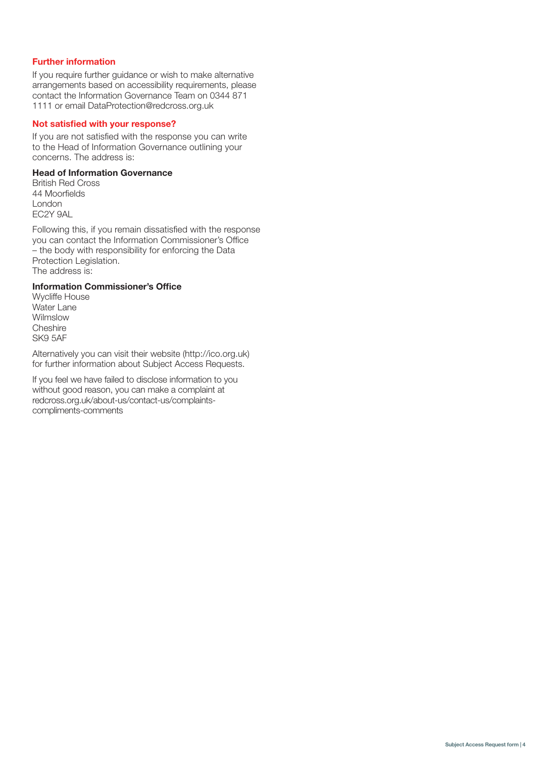## Further information

If you require further guidance or wish to make alternative arrangements based on accessibility requirements, please contact the Information Governance Team on 0344 871 1111 or email DataProtection@redcross.org.uk

## Not satisfied with your response?

If you are not satisfied with the response you can write to the Head of Information Governance outlining your concerns. The address is:

**Head of Information Governance**
British Red Cross
44 Moorfields
London
EC2Y 9AL

Following this, if you remain dissatisfied with the response you can contact the Information Commissioner's Office – the body with responsibility for enforcing the Data Protection Legislation.
The address is:

**Information Commissioner's Office**
Wycliffe House
Water Lane
Wilmslow
Cheshire
SK9 5AF

Alternatively you can visit their website (http://ico.org.uk) for further information about Subject Access Requests.

If you feel we have failed to disclose information to you without good reason, you can make a complaint at redcross.org.uk/about-us/contact-us/complaints-compliments-comments